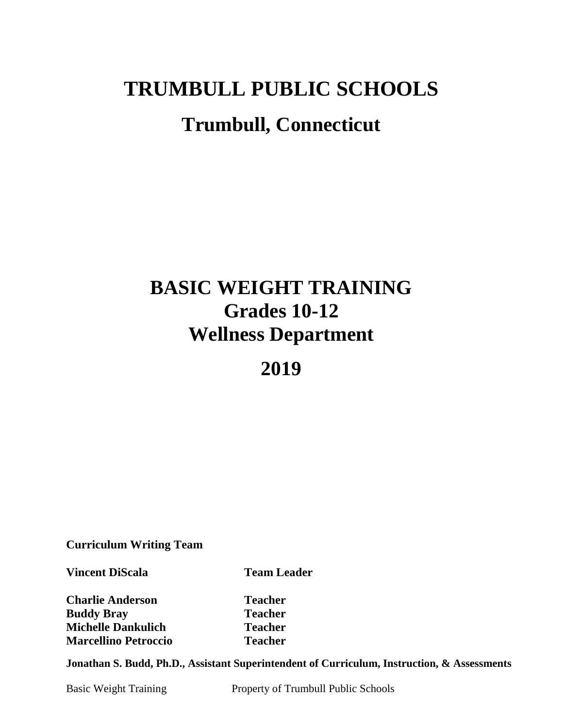# TRUMBULL PUBLIC SCHOOLS

## Trumbull, Connecticut

# BASIC WEIGHT TRAINING
## Grades 10-12
## Wellness Department

## 2019

**Curriculum Writing Team**

| | |
|---|---|
| **Vincent DiScala** | **Team Leader** |
| **Charlie Anderson** | **Teacher** |
| **Buddy Bray** | **Teacher** |
| **Michelle Dankulich** | **Teacher** |
| **Marcellino Petroccio** | **Teacher** |

**Jonathan S. Budd, Ph.D., Assistant Superintendent of Curriculum, Instruction, & Assessments**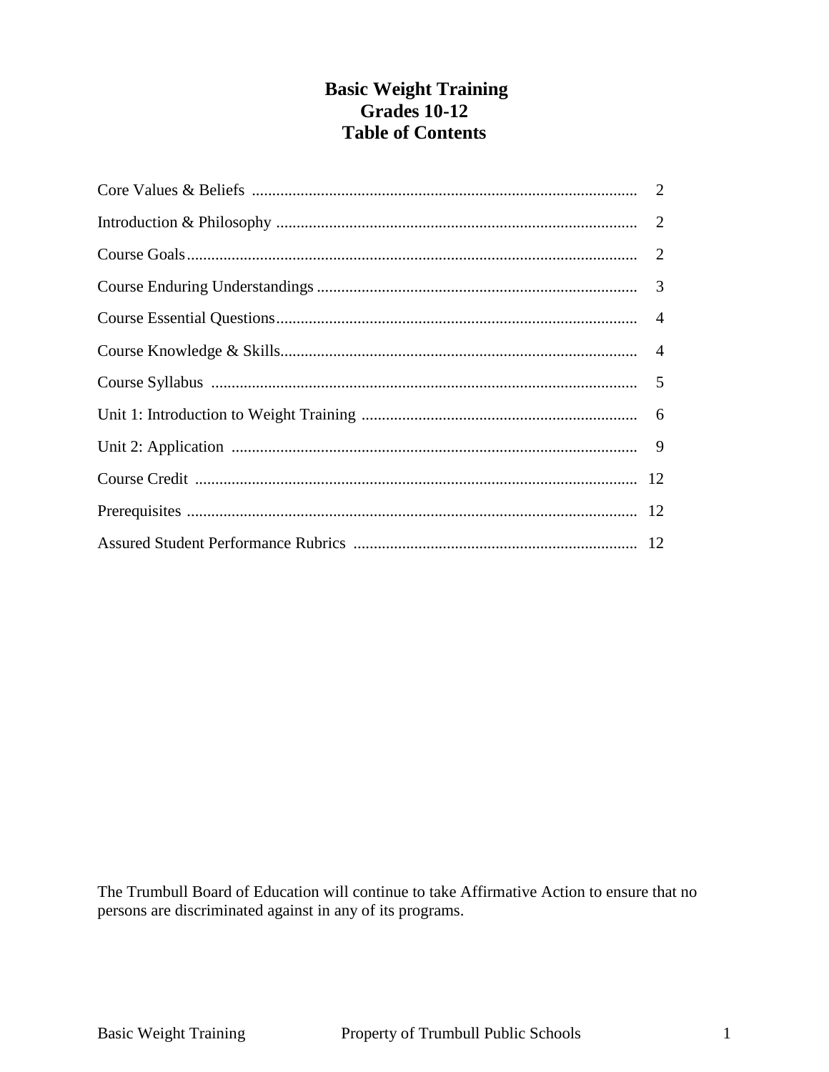# Basic Weight Training
## Grades 10-12
## Table of Contents

| Section | Page |
|---|---|
| Core Values & Beliefs | 2 |
| Introduction & Philosophy | 2 |
| Course Goals | 2 |
| Course Enduring Understandings | 3 |
| Course Essential Questions | 4 |
| Course Knowledge & Skills | 4 |
| Course Syllabus | 5 |
| Unit 1: Introduction to Weight Training | 6 |
| Unit 2: Application | 9 |
| Course Credit | 12 |
| Prerequisites | 12 |
| Assured Student Performance Rubrics | 12 |

The Trumbull Board of Education will continue to take Affirmative Action to ensure that no persons are discriminated against in any of its programs.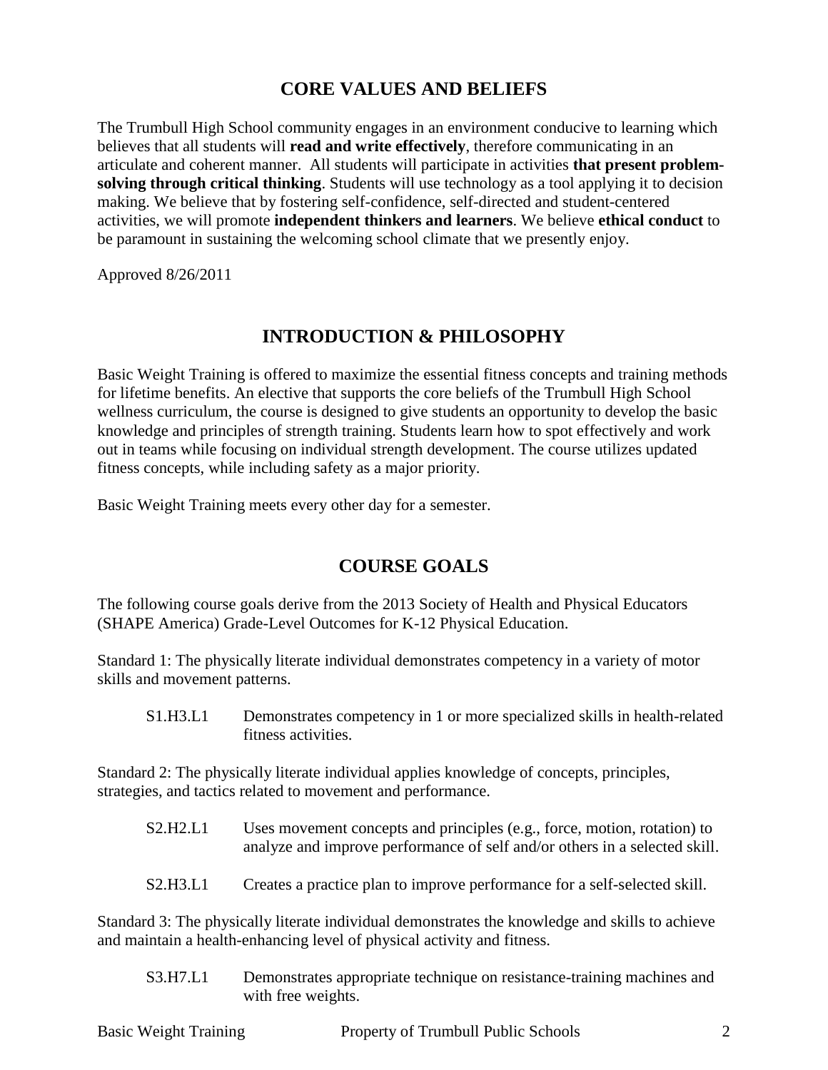## CORE VALUES AND BELIEFS

The Trumbull High School community engages in an environment conducive to learning which believes that all students will **read and write effectively**, therefore communicating in an articulate and coherent manner. All students will participate in activities **that present problem-solving through critical thinking**. Students will use technology as a tool applying it to decision making. We believe that by fostering self-confidence, self-directed and student-centered activities, we will promote **independent thinkers and learners**. We believe **ethical conduct** to be paramount in sustaining the welcoming school climate that we presently enjoy.

Approved 8/26/2011

## INTRODUCTION & PHILOSOPHY

Basic Weight Training is offered to maximize the essential fitness concepts and training methods for lifetime benefits. An elective that supports the core beliefs of the Trumbull High School wellness curriculum, the course is designed to give students an opportunity to develop the basic knowledge and principles of strength training. Students learn how to spot effectively and work out in teams while focusing on individual strength development. The course utilizes updated fitness concepts, while including safety as a major priority.

Basic Weight Training meets every other day for a semester.

## COURSE GOALS

The following course goals derive from the 2013 Society of Health and Physical Educators (SHAPE America) Grade-Level Outcomes for K-12 Physical Education.

Standard 1: The physically literate individual demonstrates competency in a variety of motor skills and movement patterns.

- S1.H3.L1 Demonstrates competency in 1 or more specialized skills in health-related fitness activities.

Standard 2: The physically literate individual applies knowledge of concepts, principles, strategies, and tactics related to movement and performance.

- S2.H2.L1 Uses movement concepts and principles (e.g., force, motion, rotation) to analyze and improve performance of self and/or others in a selected skill.
- S2.H3.L1 Creates a practice plan to improve performance for a self-selected skill.

Standard 3: The physically literate individual demonstrates the knowledge and skills to achieve and maintain a health-enhancing level of physical activity and fitness.

- S3.H7.L1 Demonstrates appropriate technique on resistance-training machines and with free weights.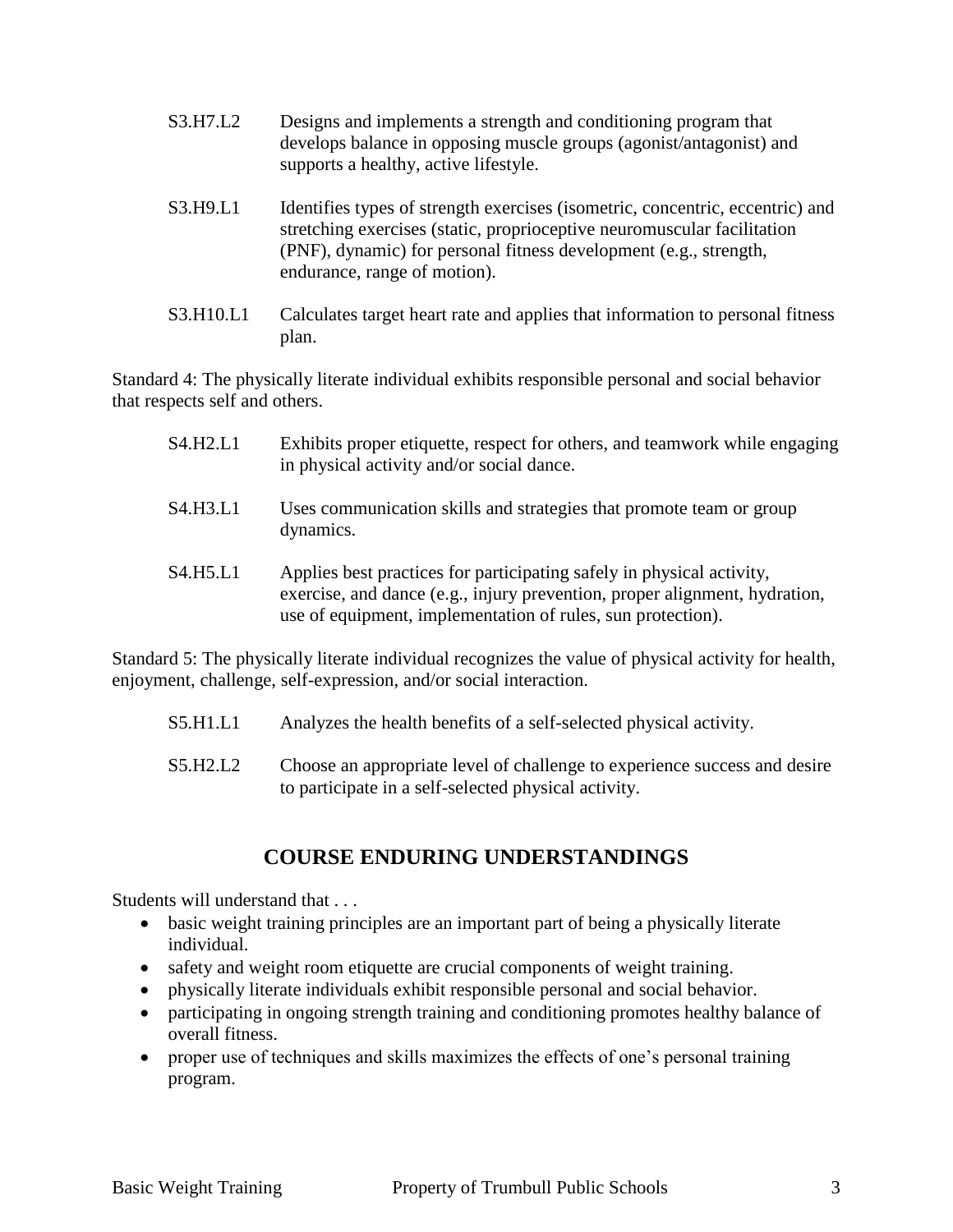S3.H7.L2 Designs and implements a strength and conditioning program that develops balance in opposing muscle groups (agonist/antagonist) and supports a healthy, active lifestyle.

S3.H9.L1 Identifies types of strength exercises (isometric, concentric, eccentric) and stretching exercises (static, proprioceptive neuromuscular facilitation (PNF), dynamic) for personal fitness development (e.g., strength, endurance, range of motion).

S3.H10.L1 Calculates target heart rate and applies that information to personal fitness plan.

Standard 4: The physically literate individual exhibits responsible personal and social behavior that respects self and others.

S4.H2.L1 Exhibits proper etiquette, respect for others, and teamwork while engaging in physical activity and/or social dance.

S4.H3.L1 Uses communication skills and strategies that promote team or group dynamics.

S4.H5.L1 Applies best practices for participating safely in physical activity, exercise, and dance (e.g., injury prevention, proper alignment, hydration, use of equipment, implementation of rules, sun protection).

Standard 5: The physically literate individual recognizes the value of physical activity for health, enjoyment, challenge, self-expression, and/or social interaction.

S5.H1.L1 Analyzes the health benefits of a self-selected physical activity.

S5.H2.L2 Choose an appropriate level of challenge to experience success and desire to participate in a self-selected physical activity.

## COURSE ENDURING UNDERSTANDINGS

Students will understand that . . .

- basic weight training principles are an important part of being a physically literate individual.
- safety and weight room etiquette are crucial components of weight training.
- physically literate individuals exhibit responsible personal and social behavior.
- participating in ongoing strength training and conditioning promotes healthy balance of overall fitness.
- proper use of techniques and skills maximizes the effects of one's personal training program.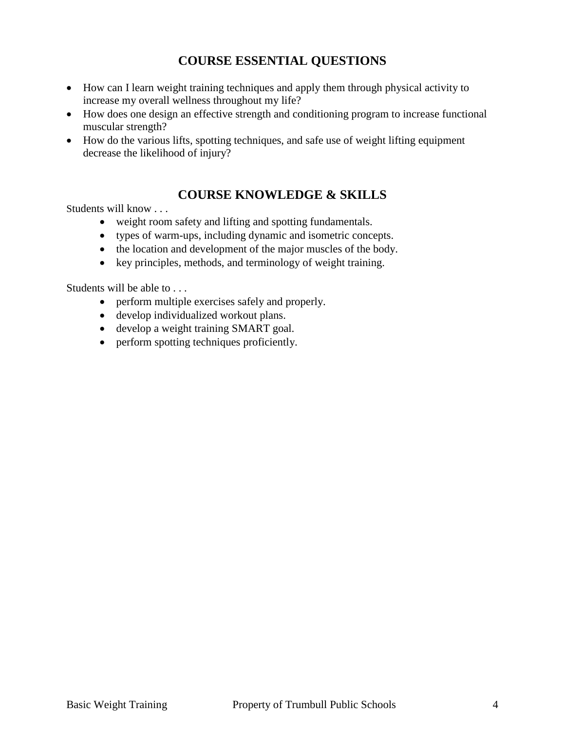## COURSE ESSENTIAL QUESTIONS

- How can I learn weight training techniques and apply them through physical activity to increase my overall wellness throughout my life?
- How does one design an effective strength and conditioning program to increase functional muscular strength?
- How do the various lifts, spotting techniques, and safe use of weight lifting equipment decrease the likelihood of injury?

## COURSE KNOWLEDGE & SKILLS

Students will know . . .

- weight room safety and lifting and spotting fundamentals.
- types of warm-ups, including dynamic and isometric concepts.
- the location and development of the major muscles of the body.
- key principles, methods, and terminology of weight training.

Students will be able to . . .

- perform multiple exercises safely and properly.
- develop individualized workout plans.
- develop a weight training SMART goal.
- perform spotting techniques proficiently.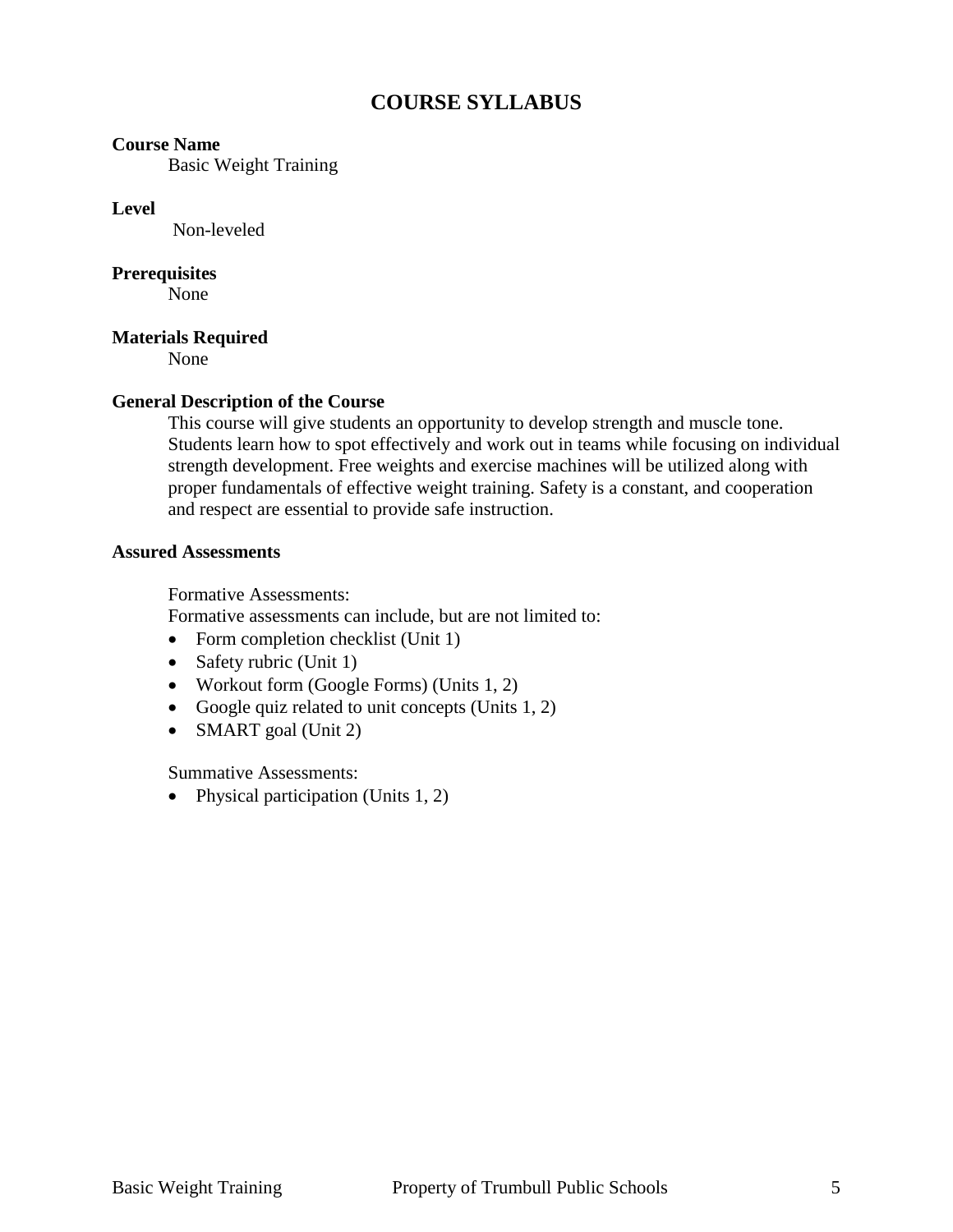# COURSE SYLLABUS

**Course Name**

Basic Weight Training

**Level**

Non-leveled

**Prerequisites**

None

**Materials Required**

None

**General Description of the Course**

This course will give students an opportunity to develop strength and muscle tone. Students learn how to spot effectively and work out in teams while focusing on individual strength development. Free weights and exercise machines will be utilized along with proper fundamentals of effective weight training. Safety is a constant, and cooperation and respect are essential to provide safe instruction.

**Assured Assessments**

Formative Assessments:

Formative assessments can include, but are not limited to:

- Form completion checklist (Unit 1)
- Safety rubric (Unit 1)
- Workout form (Google Forms) (Units 1, 2)
- Google quiz related to unit concepts (Units 1, 2)
- SMART goal (Unit 2)

Summative Assessments:

- Physical participation (Units 1, 2)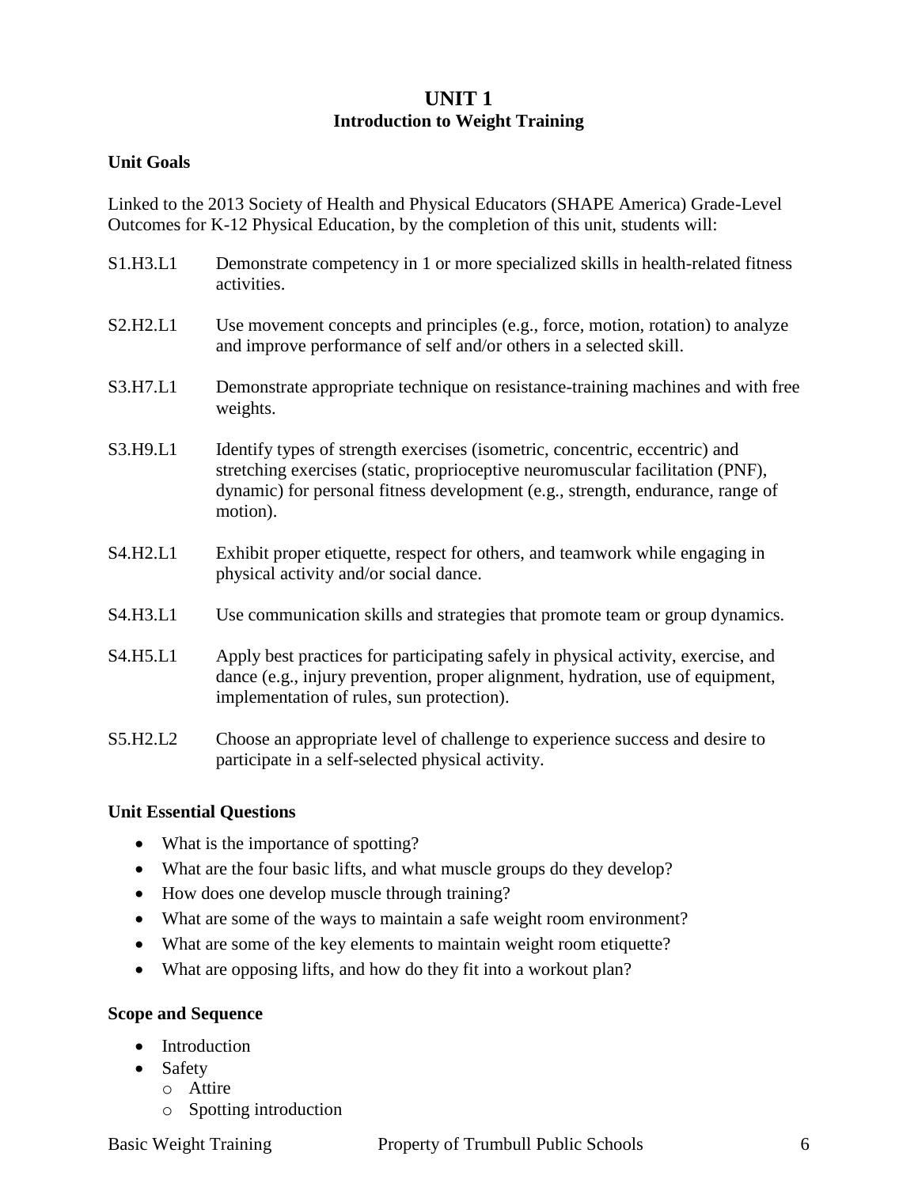# UNIT 1
## Introduction to Weight Training

### Unit Goals

Linked to the 2013 Society of Health and Physical Educators (SHAPE America) Grade-Level Outcomes for K-12 Physical Education, by the completion of this unit, students will:

S1.H3.L1 Demonstrate competency in 1 or more specialized skills in health-related fitness activities.

S2.H2.L1 Use movement concepts and principles (e.g., force, motion, rotation) to analyze and improve performance of self and/or others in a selected skill.

S3.H7.L1 Demonstrate appropriate technique on resistance-training machines and with free weights.

S3.H9.L1 Identify types of strength exercises (isometric, concentric, eccentric) and stretching exercises (static, proprioceptive neuromuscular facilitation (PNF), dynamic) for personal fitness development (e.g., strength, endurance, range of motion).

S4.H2.L1 Exhibit proper etiquette, respect for others, and teamwork while engaging in physical activity and/or social dance.

S4.H3.L1 Use communication skills and strategies that promote team or group dynamics.

S4.H5.L1 Apply best practices for participating safely in physical activity, exercise, and dance (e.g., injury prevention, proper alignment, hydration, use of equipment, implementation of rules, sun protection).

S5.H2.L2 Choose an appropriate level of challenge to experience success and desire to participate in a self-selected physical activity.

### Unit Essential Questions

- What is the importance of spotting?
- What are the four basic lifts, and what muscle groups do they develop?
- How does one develop muscle through training?
- What are some of the ways to maintain a safe weight room environment?
- What are some of the key elements to maintain weight room etiquette?
- What are opposing lifts, and how do they fit into a workout plan?

### Scope and Sequence

- Introduction
- Safety
  - Attire
  - Spotting introduction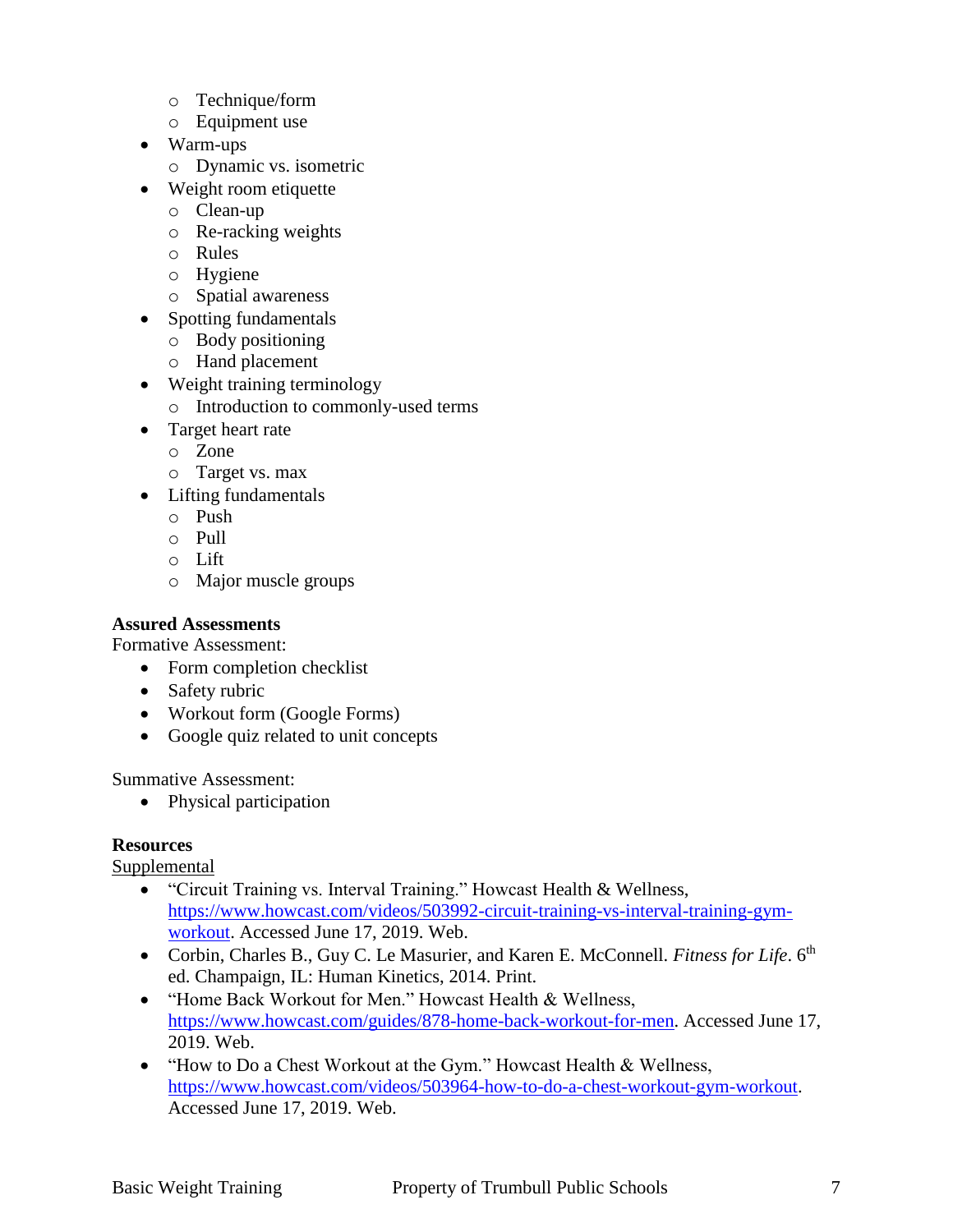- Technique/form
  - Equipment use
- Warm-ups
  - Dynamic vs. isometric
- Weight room etiquette
  - Clean-up
  - Re-racking weights
  - Rules
  - Hygiene
  - Spatial awareness
- Spotting fundamentals
  - Body positioning
  - Hand placement
- Weight training terminology
  - Introduction to commonly-used terms
- Target heart rate
  - Zone
  - Target vs. max
- Lifting fundamentals
  - Push
  - Pull
  - Lift
  - Major muscle groups

**Assured Assessments**

Formative Assessment:

- Form completion checklist
- Safety rubric
- Workout form (Google Forms)
- Google quiz related to unit concepts

Summative Assessment:

- Physical participation

**Resources**

Supplemental

- "Circuit Training vs. Interval Training." Howcast Health & Wellness, https://www.howcast.com/videos/503992-circuit-training-vs-interval-training-gym-workout. Accessed June 17, 2019. Web.
- Corbin, Charles B., Guy C. Le Masurier, and Karen E. McConnell. *Fitness for Life*. 6th ed. Champaign, IL: Human Kinetics, 2014. Print.
- "Home Back Workout for Men." Howcast Health & Wellness, https://www.howcast.com/guides/878-home-back-workout-for-men. Accessed June 17, 2019. Web.
- "How to Do a Chest Workout at the Gym." Howcast Health & Wellness, https://www.howcast.com/videos/503964-how-to-do-a-chest-workout-gym-workout. Accessed June 17, 2019. Web.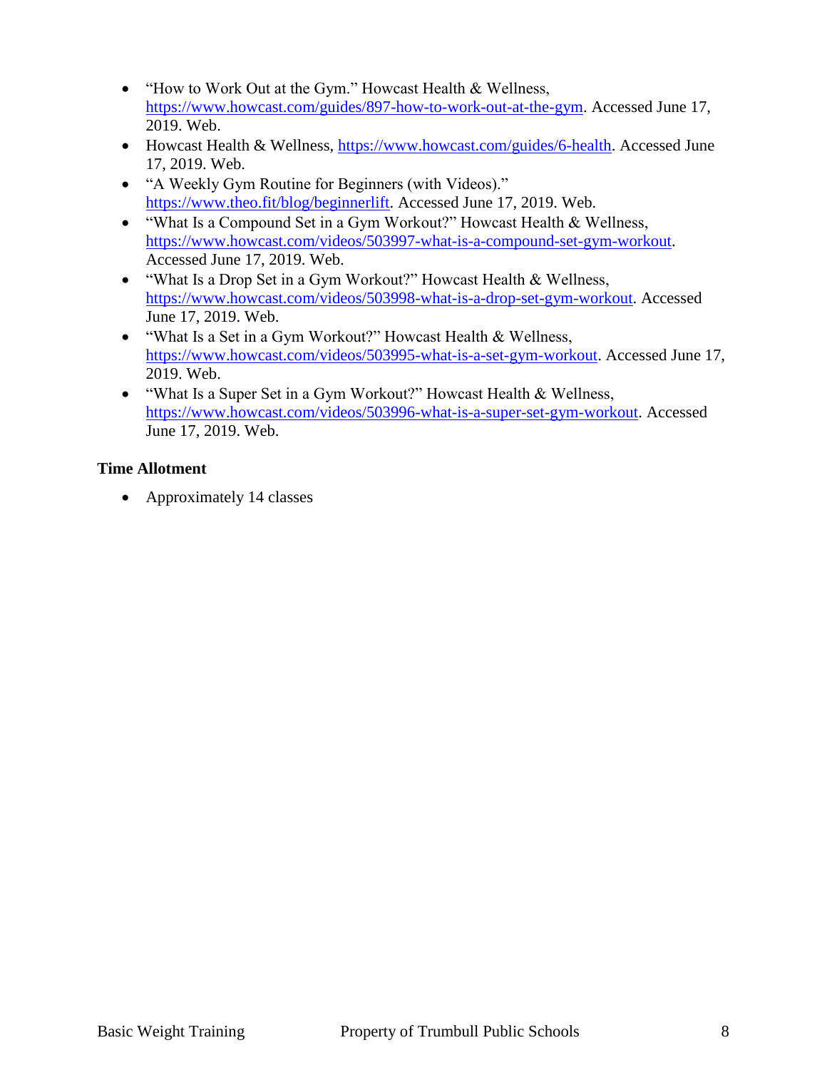- "How to Work Out at the Gym." Howcast Health & Wellness, https://www.howcast.com/guides/897-how-to-work-out-at-the-gym. Accessed June 17, 2019. Web.
- Howcast Health & Wellness, https://www.howcast.com/guides/6-health. Accessed June 17, 2019. Web.
- "A Weekly Gym Routine for Beginners (with Videos)." https://www.theo.fit/blog/beginnerlift. Accessed June 17, 2019. Web.
- "What Is a Compound Set in a Gym Workout?" Howcast Health & Wellness, https://www.howcast.com/videos/503997-what-is-a-compound-set-gym-workout. Accessed June 17, 2019. Web.
- "What Is a Drop Set in a Gym Workout?" Howcast Health & Wellness, https://www.howcast.com/videos/503998-what-is-a-drop-set-gym-workout. Accessed June 17, 2019. Web.
- "What Is a Set in a Gym Workout?" Howcast Health & Wellness, https://www.howcast.com/videos/503995-what-is-a-set-gym-workout. Accessed June 17, 2019. Web.
- "What Is a Super Set in a Gym Workout?" Howcast Health & Wellness, https://www.howcast.com/videos/503996-what-is-a-super-set-gym-workout. Accessed June 17, 2019. Web.

**Time Allotment**

- Approximately 14 classes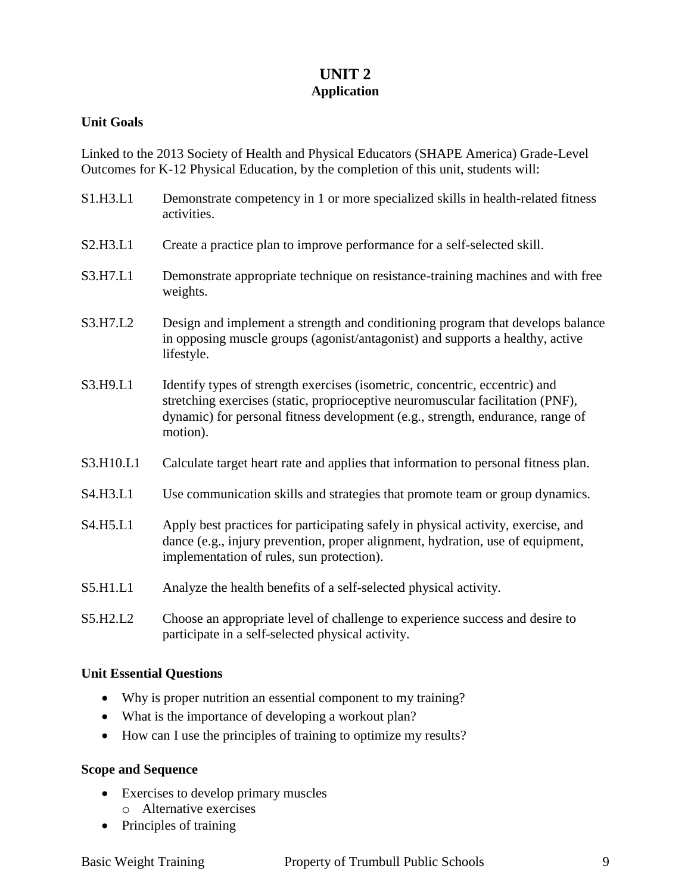# UNIT 2
## Application

### Unit Goals

Linked to the 2013 Society of Health and Physical Educators (SHAPE America) Grade-Level Outcomes for K-12 Physical Education, by the completion of this unit, students will:

S1.H3.L1 Demonstrate competency in 1 or more specialized skills in health-related fitness activities.

S2.H3.L1 Create a practice plan to improve performance for a self-selected skill.

S3.H7.L1 Demonstrate appropriate technique on resistance-training machines and with free weights.

S3.H7.L2 Design and implement a strength and conditioning program that develops balance in opposing muscle groups (agonist/antagonist) and supports a healthy, active lifestyle.

S3.H9.L1 Identify types of strength exercises (isometric, concentric, eccentric) and stretching exercises (static, proprioceptive neuromuscular facilitation (PNF), dynamic) for personal fitness development (e.g., strength, endurance, range of motion).

S3.H10.L1 Calculate target heart rate and applies that information to personal fitness plan.

S4.H3.L1 Use communication skills and strategies that promote team or group dynamics.

S4.H5.L1 Apply best practices for participating safely in physical activity, exercise, and dance (e.g., injury prevention, proper alignment, hydration, use of equipment, implementation of rules, sun protection).

S5.H1.L1 Analyze the health benefits of a self-selected physical activity.

S5.H2.L2 Choose an appropriate level of challenge to experience success and desire to participate in a self-selected physical activity.

### Unit Essential Questions

- Why is proper nutrition an essential component to my training?
- What is the importance of developing a workout plan?
- How can I use the principles of training to optimize my results?

### Scope and Sequence

- Exercises to develop primary muscles
  - Alternative exercises
- Principles of training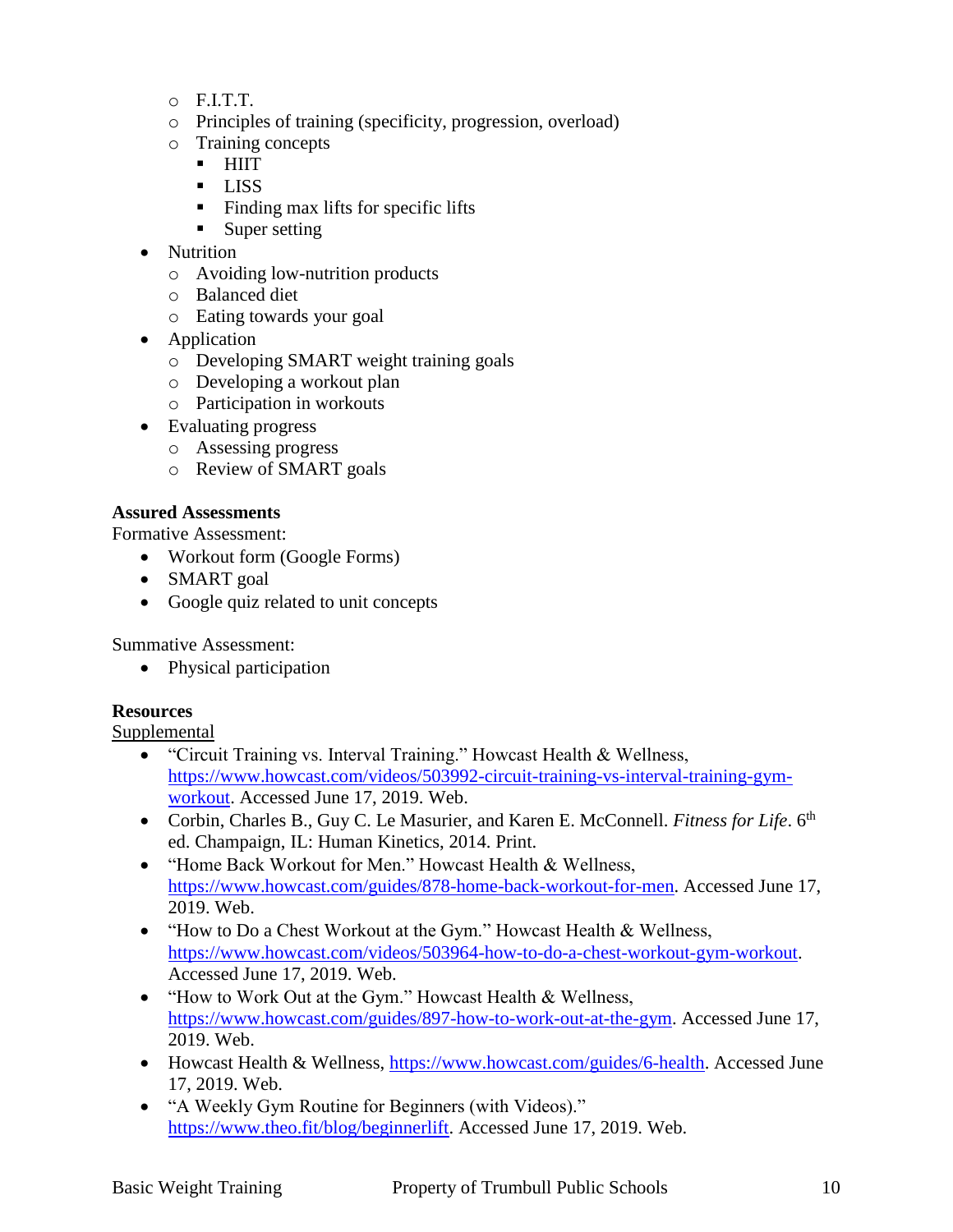- F.I.T.T.
    - Principles of training (specificity, progression, overload)
    - Training concepts
        - HIIT
        - LISS
        - Finding max lifts for specific lifts
        - Super setting
- Nutrition
    - Avoiding low-nutrition products
    - Balanced diet
    - Eating towards your goal
- Application
    - Developing SMART weight training goals
    - Developing a workout plan
    - Participation in workouts
- Evaluating progress
    - Assessing progress
    - Review of SMART goals

**Assured Assessments**

Formative Assessment:

- Workout form (Google Forms)
- SMART goal
- Google quiz related to unit concepts

Summative Assessment:

- Physical participation

**Resources**

Supplemental

- "Circuit Training vs. Interval Training." Howcast Health & Wellness, https://www.howcast.com/videos/503992-circuit-training-vs-interval-training-gym-workout. Accessed June 17, 2019. Web.
- Corbin, Charles B., Guy C. Le Masurier, and Karen E. McConnell. *Fitness for Life*. 6th ed. Champaign, IL: Human Kinetics, 2014. Print.
- "Home Back Workout for Men." Howcast Health & Wellness, https://www.howcast.com/guides/878-home-back-workout-for-men. Accessed June 17, 2019. Web.
- "How to Do a Chest Workout at the Gym." Howcast Health & Wellness, https://www.howcast.com/videos/503964-how-to-do-a-chest-workout-gym-workout. Accessed June 17, 2019. Web.
- "How to Work Out at the Gym." Howcast Health & Wellness, https://www.howcast.com/guides/897-how-to-work-out-at-the-gym. Accessed June 17, 2019. Web.
- Howcast Health & Wellness, https://www.howcast.com/guides/6-health. Accessed June 17, 2019. Web.
- "A Weekly Gym Routine for Beginners (with Videos)." https://www.theo.fit/blog/beginnerlift. Accessed June 17, 2019. Web.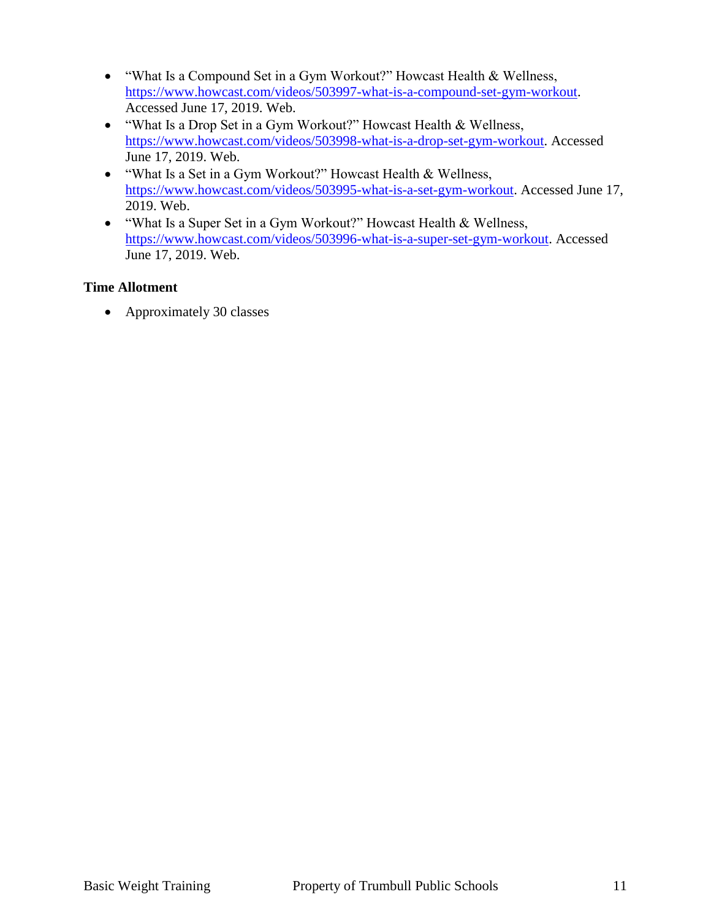- "What Is a Compound Set in a Gym Workout?" Howcast Health & Wellness, https://www.howcast.com/videos/503997-what-is-a-compound-set-gym-workout. Accessed June 17, 2019. Web.
- "What Is a Drop Set in a Gym Workout?" Howcast Health & Wellness, https://www.howcast.com/videos/503998-what-is-a-drop-set-gym-workout. Accessed June 17, 2019. Web.
- "What Is a Set in a Gym Workout?" Howcast Health & Wellness, https://www.howcast.com/videos/503995-what-is-a-set-gym-workout. Accessed June 17, 2019. Web.
- "What Is a Super Set in a Gym Workout?" Howcast Health & Wellness, https://www.howcast.com/videos/503996-what-is-a-super-set-gym-workout. Accessed June 17, 2019. Web.

**Time Allotment**

- Approximately 30 classes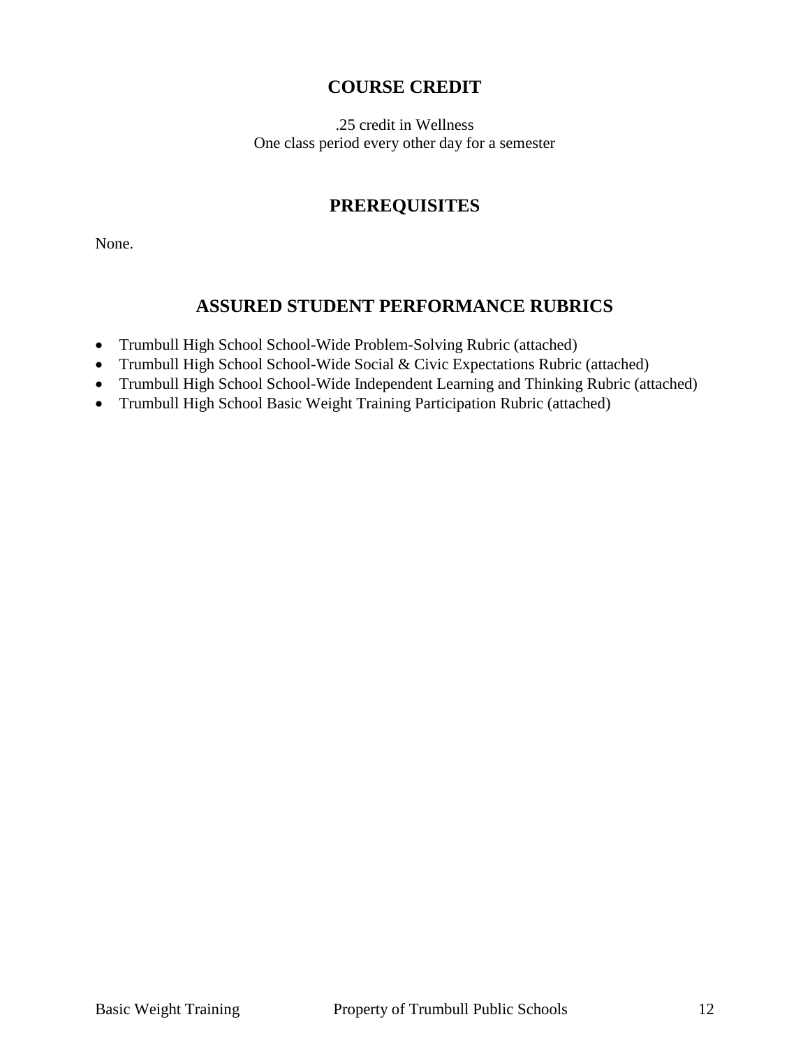## COURSE CREDIT

.25 credit in Wellness
One class period every other day for a semester

## PREREQUISITES

None.

## ASSURED STUDENT PERFORMANCE RUBRICS

- Trumbull High School School-Wide Problem-Solving Rubric (attached)
- Trumbull High School School-Wide Social & Civic Expectations Rubric (attached)
- Trumbull High School School-Wide Independent Learning and Thinking Rubric (attached)
- Trumbull High School Basic Weight Training Participation Rubric (attached)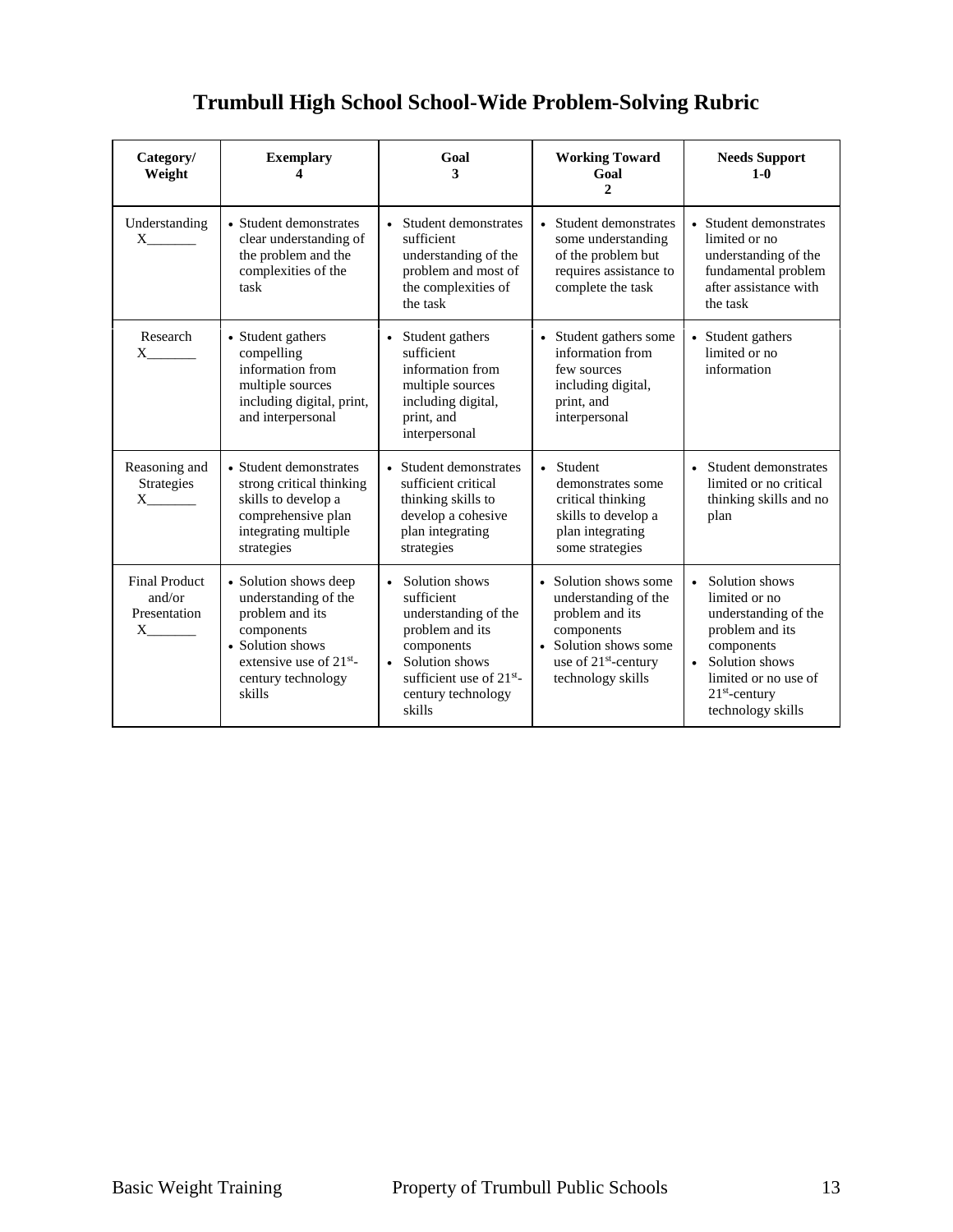# Trumbull High School School-Wide Problem-Solving Rubric

| Category/ Weight | Exemplary 4 | Goal 3 | Working Toward Goal 2 | Needs Support 1-0 |
|---|---|---|---|---|
| Understanding X_______ | • Student demonstrates clear understanding of the problem and the complexities of the task | • Student demonstrates sufficient understanding of the problem and most of the complexities of the task | • Student demonstrates some understanding of the problem but requires assistance to complete the task | • Student demonstrates limited or no understanding of the fundamental problem after assistance with the task |
| Research X_______ | • Student gathers compelling information from multiple sources including digital, print, and interpersonal | • Student gathers sufficient information from multiple sources including digital, print, and interpersonal | • Student gathers some information from few sources including digital, print, and interpersonal | • Student gathers limited or no information |
| Reasoning and Strategies X_______ | • Student demonstrates strong critical thinking skills to develop a comprehensive plan integrating multiple strategies | • Student demonstrates sufficient critical thinking skills to develop a cohesive plan integrating strategies | • Student demonstrates some critical thinking skills to develop a plan integrating some strategies | • Student demonstrates limited or no critical thinking skills and no plan |
| Final Product and/or Presentation X_______ | • Solution shows deep understanding of the problem and its components<br>• Solution shows extensive use of 21st-century technology skills | • Solution shows sufficient understanding of the problem and its components<br>• Solution shows sufficient use of 21st-century technology skills | • Solution shows some understanding of the problem and its components<br>• Solution shows some use of 21st-century technology skills | • Solution shows limited or no understanding of the problem and its components<br>• Solution shows limited or no use of 21st-century technology skills |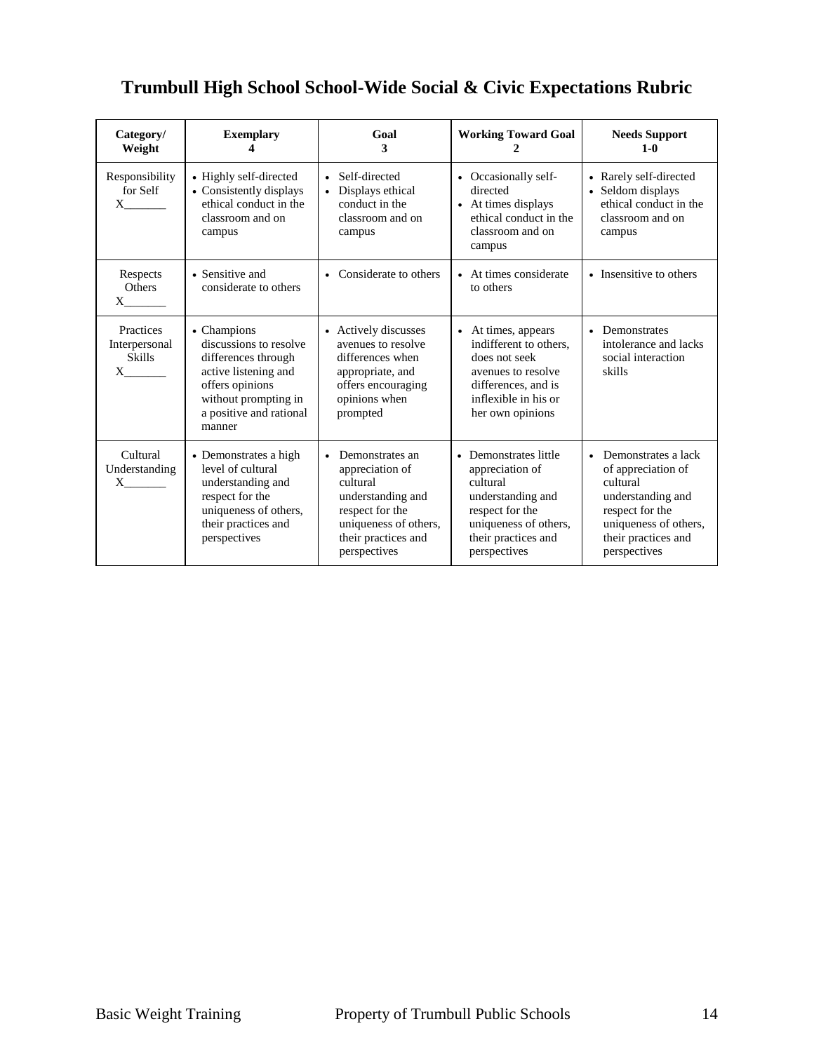# Trumbull High School School-Wide Social & Civic Expectations Rubric

| Category/ Weight | Exemplary 4 | Goal 3 | Working Toward Goal 2 | Needs Support 1-0 |
|---|---|---|---|---|
| Responsibility for Self X_______ | • Highly self-directed<br>• Consistently displays ethical conduct in the classroom and on campus | • Self-directed<br>• Displays ethical conduct in the classroom and on campus | • Occasionally self-directed<br>• At times displays ethical conduct in the classroom and on campus | • Rarely self-directed<br>• Seldom displays ethical conduct in the classroom and on campus |
| Respects Others X_______ | • Sensitive and considerate to others | • Considerate to others | • At times considerate to others | • Insensitive to others |
| Practices Interpersonal Skills X_______ | • Champions discussions to resolve differences through active listening and offers opinions without prompting in a positive and rational manner | • Actively discusses avenues to resolve differences when appropriate, and offers encouraging opinions when prompted | • At times, appears indifferent to others, does not seek avenues to resolve differences, and is inflexible in his or her own opinions | • Demonstrates intolerance and lacks social interaction skills |
| Cultural Understanding X_______ | • Demonstrates a high level of cultural understanding and respect for the uniqueness of others, their practices and perspectives | • Demonstrates an appreciation of cultural understanding and respect for the uniqueness of others, their practices and perspectives | • Demonstrates little appreciation of cultural understanding and respect for the uniqueness of others, their practices and perspectives | • Demonstrates a lack of appreciation of cultural understanding and respect for the uniqueness of others, their practices and perspectives |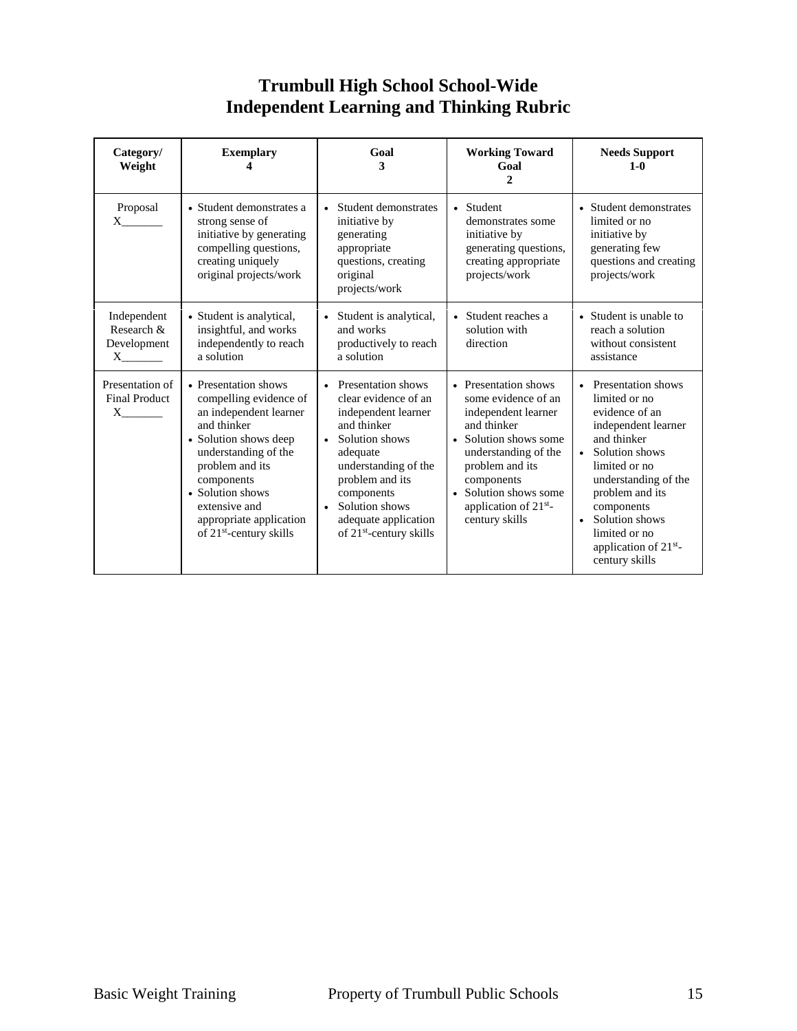# Trumbull High School School-Wide Independent Learning and Thinking Rubric

| **Category/ Weight** | **Exemplary 4** | **Goal 3** | **Working Toward Goal 2** | **Needs Support 1-0** |
|---|---|---|---|---|
| Proposal X_______ | • Student demonstrates a strong sense of initiative by generating compelling questions, creating uniquely original projects/work | • Student demonstrates initiative by generating appropriate questions, creating original projects/work | • Student demonstrates some initiative by generating questions, creating appropriate projects/work | • Student demonstrates limited or no initiative by generating few questions and creating projects/work |
| Independent Research & Development X_______ | • Student is analytical, insightful, and works independently to reach a solution | • Student is analytical, and works productively to reach a solution | • Student reaches a solution with direction | • Student is unable to reach a solution without consistent assistance |
| Presentation of Final Product X_______ | • Presentation shows compelling evidence of an independent learner and thinker<br>• Solution shows deep understanding of the problem and its components<br>• Solution shows extensive and appropriate application of 21st-century skills | • Presentation shows clear evidence of an independent learner and thinker<br>• Solution shows adequate understanding of the problem and its components<br>• Solution shows adequate application of 21st-century skills | • Presentation shows some evidence of an independent learner and thinker<br>• Solution shows some understanding of the problem and its components<br>• Solution shows some application of 21st-century skills | • Presentation shows limited or no evidence of an independent learner and thinker<br>• Solution shows limited or no understanding of the problem and its components<br>• Solution shows limited or no application of 21st-century skills |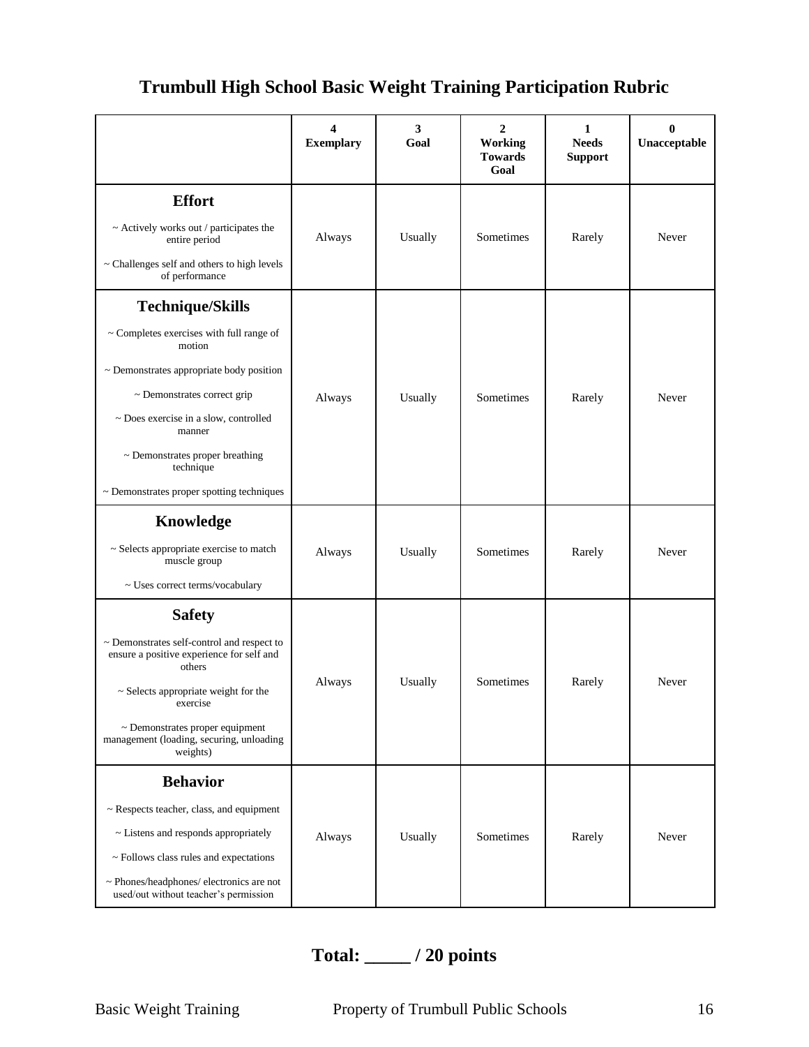# Trumbull High School Basic Weight Training Participation Rubric

| | **4 Exemplary** | **3 Goal** | **2 Working Towards Goal** | **1 Needs Support** | **0 Unacceptable** |
|---|---|---|---|---|---|
| **Effort**<br>~ Actively works out / participates the entire period<br>~ Challenges self and others to high levels of performance | Always | Usually | Sometimes | Rarely | Never |
| **Technique/Skills**<br>~ Completes exercises with full range of motion<br>~ Demonstrates appropriate body position<br>~ Demonstrates correct grip<br>~ Does exercise in a slow, controlled manner<br>~ Demonstrates proper breathing technique<br>~ Demonstrates proper spotting techniques | Always | Usually | Sometimes | Rarely | Never |
| **Knowledge**<br>~ Selects appropriate exercise to match muscle group<br>~ Uses correct terms/vocabulary | Always | Usually | Sometimes | Rarely | Never |
| **Safety**<br>~ Demonstrates self-control and respect to ensure a positive experience for self and others<br>~ Selects appropriate weight for the exercise<br>~ Demonstrates proper equipment management (loading, securing, unloading weights) | Always | Usually | Sometimes | Rarely | Never |
| **Behavior**<br>~ Respects teacher, class, and equipment<br>~ Listens and responds appropriately<br>~ Follows class rules and expectations<br>~ Phones/headphones/ electronics are not used/out without teacher's permission | Always | Usually | Sometimes | Rarely | Never |

**Total: _____ / 20 points**